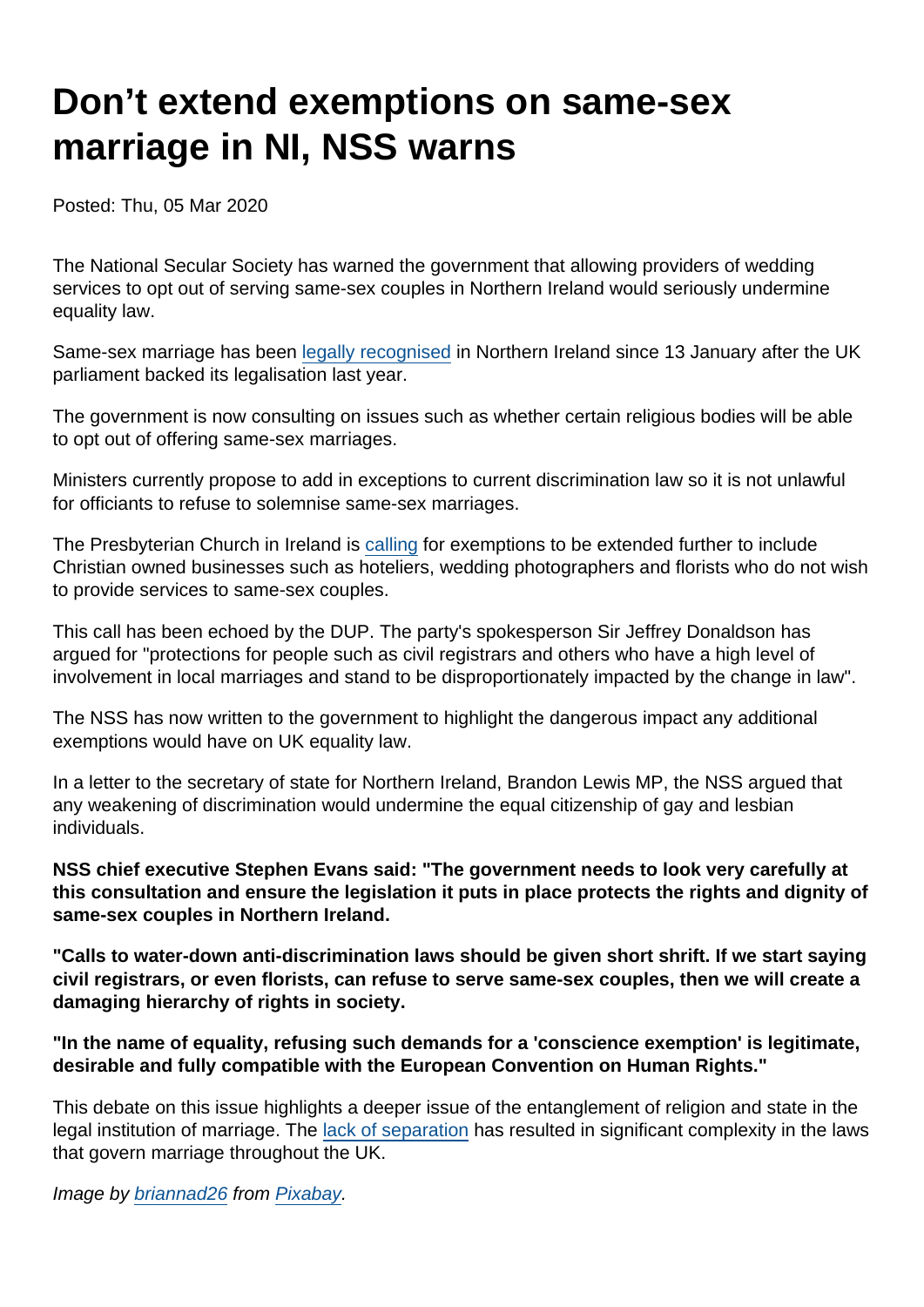# Don’t extend exemptions on same-sex marriage in NI, NSS warns

Posted: Thu, 05 Mar 2020

The National Secular Society has warned the government that allowing providers of wedding services to opt out of serving same-sex couples in Northern Ireland would seriously undermine equality law.

Same-sex marriage has been legally recognised in Northern Ireland since 13 January after the UK parliament backed its legalisation last year.

The government is now consulting on issues such as whether certain religious bodies will be able to opt out of offering same-sex marriages.

Ministers currently propose to add in exceptions to current discrimination law so it is not unlawful for officiants to refuse to solemnise same-sex marriages.

The Presbyterian Church in Ireland is calling for exemptions to be extended further to include Christian owned businesses such as hoteliers, wedding photographers and florists who do not wish to provide services to same-sex couples.

This call has been echoed by the DUP. The party's spokesperson Sir Jeffrey Donaldson has argued for "protections for people such as civil registrars and others who have a high level of involvement in local marriages and stand to be disproportionately impacted by the change in law".

The NSS has now written to the government to highlight the dangerous impact any additional exemptions would have on UK equality law.

In a letter to the secretary of state for Northern Ireland, Brandon Lewis MP, the NSS argued that any weakening of discrimination would undermine the equal citizenship of gay and lesbian individuals.

**NSS chief executive Stephen Evans said: "The government needs to look very carefully at this consultation and ensure the legislation it puts in place protects the rights and dignity of same-sex couples in Northern Ireland.**

**"Calls to water-down anti-discrimination laws should be given short shrift. If we start saying civil registrars, or even florists, can refuse to serve same-sex couples, then we will create a damaging hierarchy of rights in society.**

**"In the name of equality, refusing such demands for a 'conscience exemption' is legitimate, desirable and fully compatible with the European Convention on Human Rights."**

This debate on this issue highlights a deeper issue of the entanglement of religion and state in the legal institution of marriage. The lack of separation has resulted in significant complexity in the laws that govern marriage throughout the UK.

*Image by briannad26 from Pixabay.*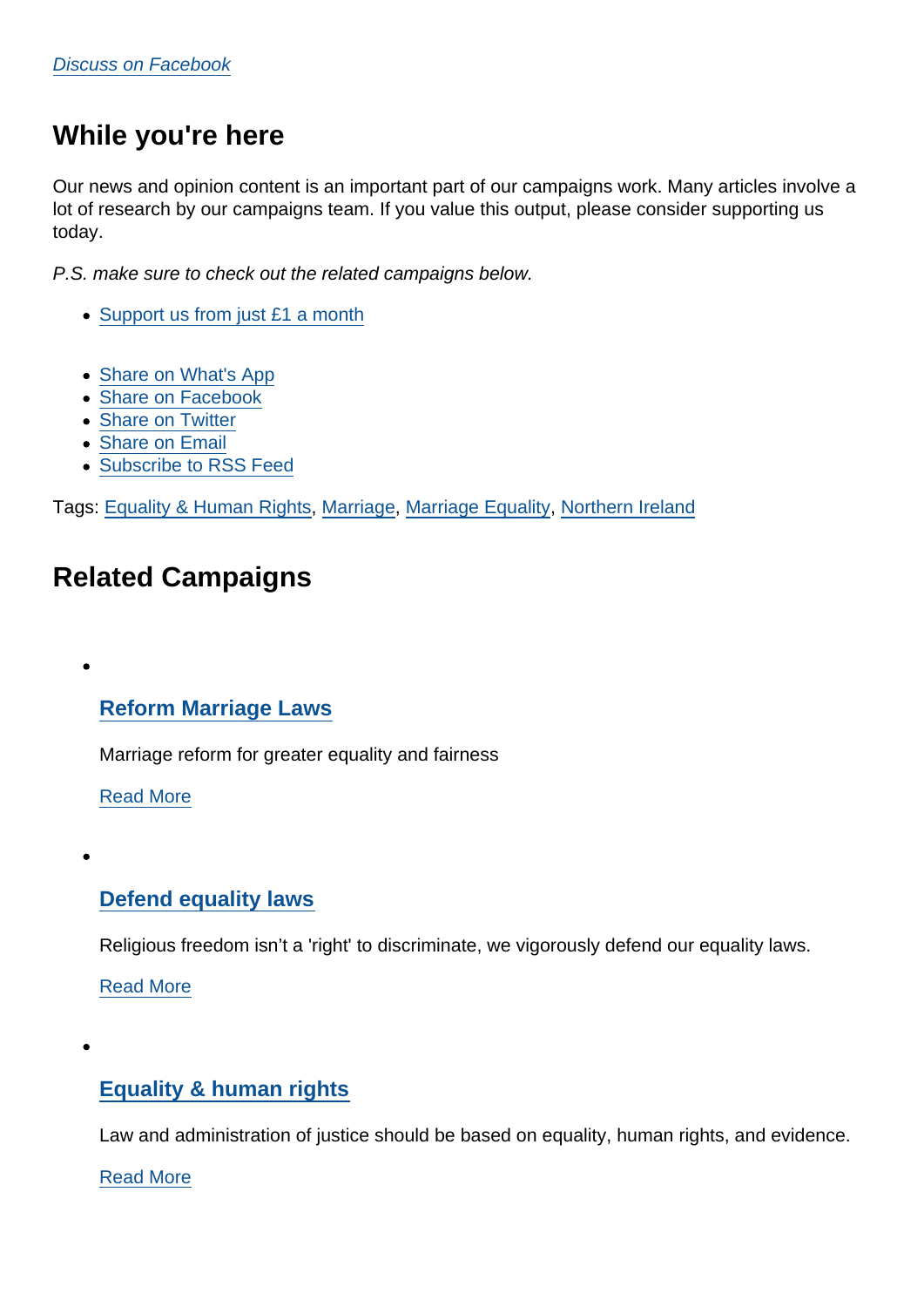*Discuss on Facebook*

## While you're here

Our news and opinion content is an important part of our campaigns work. Many articles involve a lot of research by our campaigns team. If you value this output, please consider supporting us today.

*P.S. make sure to check out the related campaigns below.*

- Support us from just £1 a month

- Share on What's App
- Share on Facebook
- Share on Twitter
- Share on Email
- Subscribe to RSS Feed

Tags: Equality & Human Rights, Marriage, Marriage Equality, Northern Ireland

## Related Campaigns

- ### Reform Marriage Laws

  Marriage reform for greater equality and fairness

  Read More

- ### Defend equality laws

  Religious freedom isn't a 'right' to discriminate, we vigorously defend our equality laws.

  Read More

- ### Equality & human rights

  Law and administration of justice should be based on equality, human rights, and evidence.

  Read More